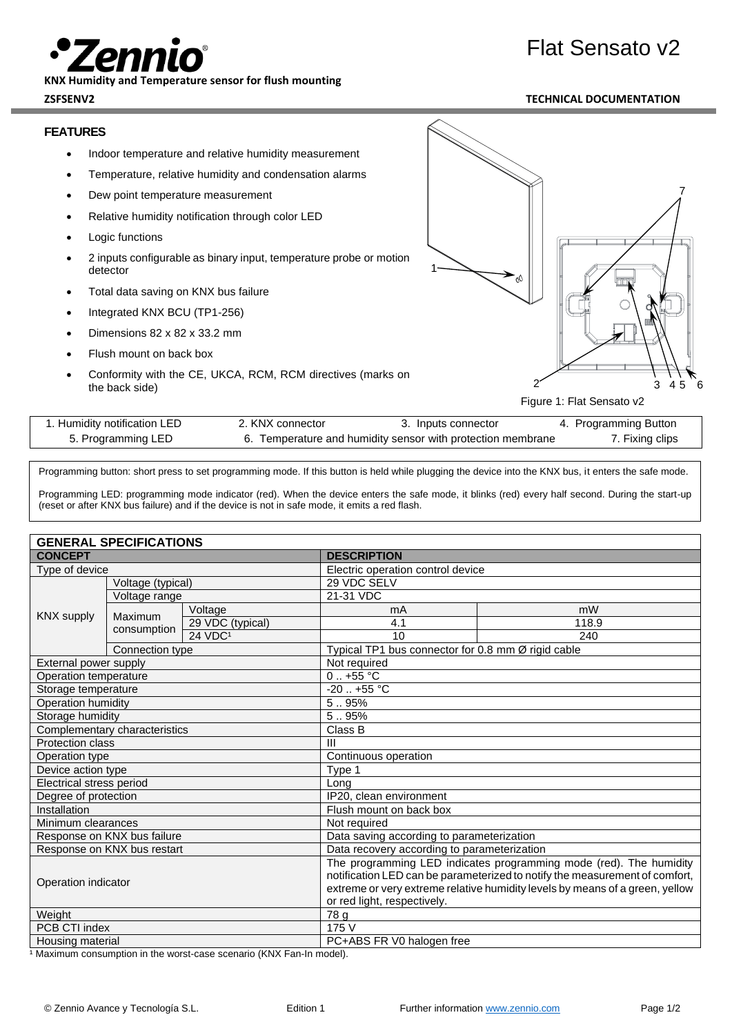# Zennio

**KNX Humidity and Temperature sensor for flush mounting**

# Flat Sensato v2

**ZSFSENV2** **TECHNICAL DOCUMENTATION**

## FEATURES

- Indoor temperature and relative humidity measurement
- Temperature, relative humidity and condensation alarms
- Dew point temperature measurement
- Relative humidity notification through color LED
- Logic functions
- 2 inputs configurable as binary input, temperature probe or motion detector
- Total data saving on KNX bus failure
- Integrated KNX BCU (TP1-256)
- Dimensions 82 x 82 x 33.2 mm
- Flush mount on back box
- Conformity with the CE, UKCA, RCM, RCM directives (marks on the back side)

Figure 1: Flat Sensato v2

| | | | |
|---|---|---|---|
| 1. Humidity notification LED | 2. KNX connector | 3. Inputs connector | 4. Programming Button |
| 5. Programming LED | 6. Temperature and humidity sensor with protection membrane | | 7. Fixing clips |

Programming button: short press to set programming mode. If this button is held while plugging the device into the KNX bus, it enters the safe mode.

Programming LED: programming mode indicator (red). When the device enters the safe mode, it blinks (red) every half second. During the start-up (reset or after KNX bus failure) and if the device is not in safe mode, it emits a red flash.

## GENERAL SPECIFICATIONS

| CONCEPT | | | DESCRIPTION | |
|---|---|---|---|---|
| Type of device | | | Electric operation control device | |
| KNX supply | Voltage (typical) | | 29 VDC SELV | |
| | Voltage range | | 21-31 VDC | |
| | Maximum consumption | Voltage | mA | mW |
| | | 29 VDC (typical) | 4.1 | 118.9 |
| | | 24 VDC[1] | 10 | 240 |
| | Connection type | | Typical TP1 bus connector for 0.8 mm Ø rigid cable | |
| External power supply | | | Not required | |
| Operation temperature | | | 0 .. +55 °C | |
| Storage temperature | | | -20 .. +55 °C | |
| Operation humidity | | | 5 .. 95% | |
| Storage humidity | | | 5 .. 95% | |
| Complementary characteristics | | | Class B | |
| Protection class | | | III | |
| Operation type | | | Continuous operation | |
| Device action type | | | Type 1 | |
| Electrical stress period | | | Long | |
| Degree of protection | | | IP20, clean environment | |
| Installation | | | Flush mount on back box | |
| Minimum clearances | | | Not required | |
| Response on KNX bus failure | | | Data saving according to parameterization | |
| Response on KNX bus restart | | | Data recovery according to parameterization | |
| Operation indicator | | | The programming LED indicates programming mode (red). The humidity notification LED can be parameterized to notify the measurement of comfort, extreme or very extreme relative humidity levels by means of a green, yellow or red light, respectively. | |
| Weight | | | 78 g | |
| PCB CTI index | | | 175 V | |
| Housing material | | | PC+ABS FR V0 halogen free | |

[1] Maximum consumption in the worst-case scenario (KNX Fan-In model).

© Zennio Avance y Tecnología S.L. Edition 1 Further information www.zennio.com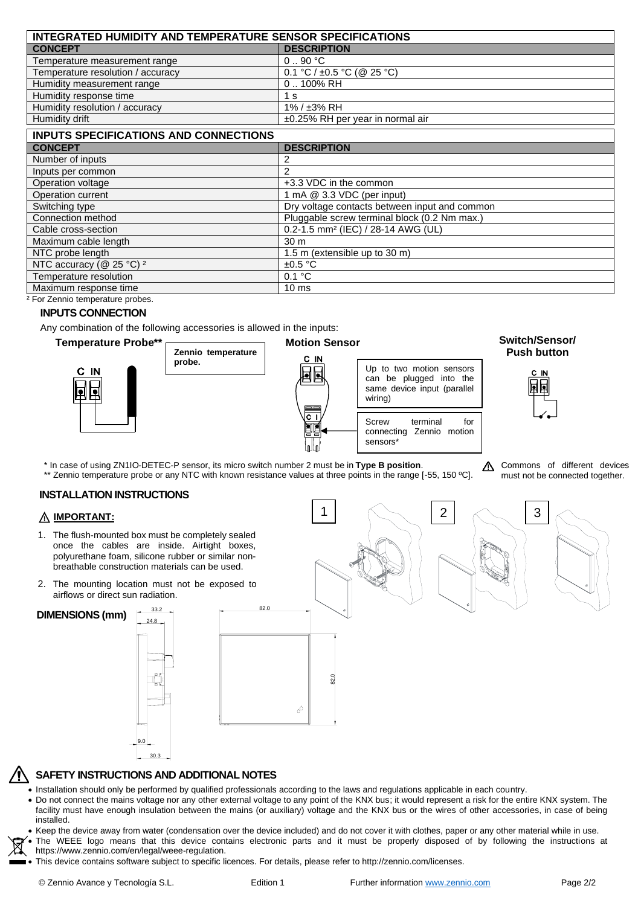| INTEGRATED HUMIDITY AND TEMPERATURE SENSOR SPECIFICATIONS | |
|---|---|
| **CONCEPT** | **DESCRIPTION** |
| Temperature measurement range | 0 .. 90 °C |
| Temperature resolution / accuracy | 0.1 °C / ±0.5 °C (@ 25 °C) |
| Humidity measurement range | 0 .. 100% RH |
| Humidity response time | 1 s |
| Humidity resolution / accuracy | 1% / ±3% RH |
| Humidity drift | ±0.25% RH per year in normal air |

| INPUTS SPECIFICATIONS AND CONNECTIONS | |
|---|---|
| **CONCEPT** | **DESCRIPTION** |
| Number of inputs | 2 |
| Inputs per common | 2 |
| Operation voltage | +3.3 VDC in the common |
| Operation current | 1 mA @ 3.3 VDC (per input) |
| Switching type | Dry voltage contacts between input and common |
| Connection method | Pluggable screw terminal block (0.2 Nm max.) |
| Cable cross-section | 0.2-1.5 mm² (IEC) / 28-14 AWG (UL) |
| Maximum cable length | 30 m |
| NTC probe length | 1.5 m (extensible up to 30 m) |
| NTC accuracy (@ 25 °C) [2] | ±0.5 °C |
| Temperature resolution | 0.1 °C |
| Maximum response time | 10 ms |

[2] For Zennio temperature probes.

### INPUTS CONNECTION

Any combination of the following accessories is allowed in the inputs:

**Temperature Probe****

C IN

Zennio temperature probe.

**Motion Sensor**

C IN

Up to two motion sensors can be plugged into the same device input (parallel wiring)

Screw terminal for connecting Zennio motion sensors*

**Switch/Sensor/ Push button**

C IN

\* In case of using ZN1IO-DETEC-P sensor, its micro switch number 2 must be in **Type B position**.

** Zennio temperature probe or any NTC with known resistance values at three points in the range [-55, 150 ºC].

⚠ Commons of different devices must not be connected together.

### INSTALLATION INSTRUCTIONS

⚠ **IMPORTANT:**

1. The flush-mounted box must be completely sealed once the cables are inside. Airtight boxes, polyurethane foam, silicone rubber or similar non-breathable construction materials can be used.
2. The mounting location must not be exposed to airflows or direct sun radiation.

1 2 3

### DIMENSIONS (mm)

33.2
24.8
9.0
30.3
82.0
82.0

### SAFETY INSTRUCTIONS AND ADDITIONAL NOTES

- Installation should only be performed by qualified professionals according to the laws and regulations applicable in each country.
- Do not connect the mains voltage nor any other external voltage to any point of the KNX bus; it would represent a risk for the entire KNX system. The facility must have enough insulation between the mains (or auxiliary) voltage and the KNX bus or the wires of other accessories, in case of being installed.
- Keep the device away from water (condensation over the device included) and do not cover it with clothes, paper or any other material while in use.
- The WEEE logo means that this device contains electronic parts and it must be properly disposed of by following the instructions at https://www.zennio.com/en/legal/weee-regulation.
- This device contains software subject to specific licences. For details, please refer to http://zennio.com/licenses.

© Zennio Avance y Tecnología S.L. Edition 1 Further information www.zennio.com